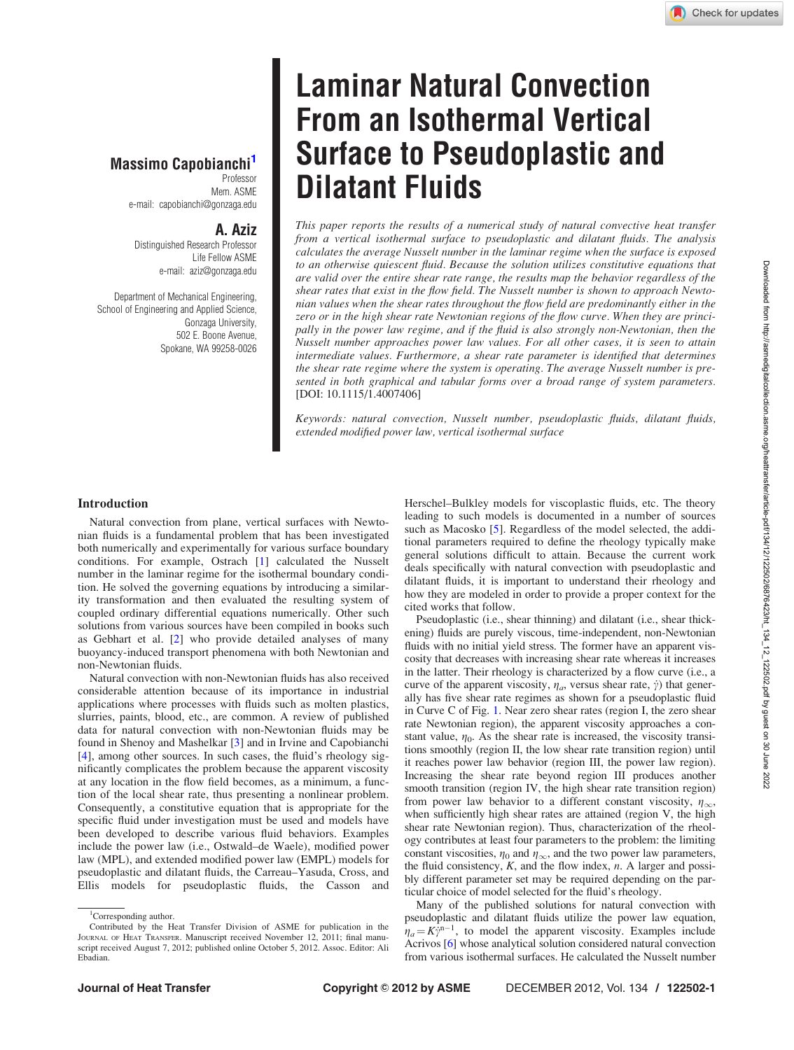# Laminar Natural Convection From an Isothermal Vertical Surface to Pseudoplastic and Dilatant Fluids

**Massimo Capobianchi**[1]
Professor
Mem. ASME
e-mail: capobianchi@gonzaga.edu

**A. Aziz**
Distinguished Research Professor
Life Fellow ASME
e-mail: aziz@gonzaga.edu

Department of Mechanical Engineering,
School of Engineering and Applied Science,
Gonzaga University,
502 E. Boone Avenue,
Spokane, WA 99258-0026

*This paper reports the results of a numerical study of natural convective heat transfer from a vertical isothermal surface to pseudoplastic and dilatant fluids. The analysis calculates the average Nusselt number in the laminar regime when the surface is exposed to an otherwise quiescent fluid. Because the solution utilizes constitutive equations that are valid over the entire shear rate range, the results map the behavior regardless of the shear rates that exist in the flow field. The Nusselt number is shown to approach Newtonian values when the shear rates throughout the flow field are predominantly either in the zero or in the high shear rate Newtonian regions of the flow curve. When they are principally in the power law regime, and if the fluid is also strongly non-Newtonian, then the Nusselt number approaches power law values. For all other cases, it is seen to attain intermediate values. Furthermore, a shear rate parameter is identified that determines the shear rate regime where the system is operating. The average Nusselt number is presented in both graphical and tabular forms over a broad range of system parameters.* [DOI: 10.1115/1.4007406]

*Keywords: natural convection, Nusselt number, pseudoplastic fluids, dilatant fluids, extended modified power law, vertical isothermal surface*

## Introduction

Natural convection from plane, vertical surfaces with Newtonian fluids is a fundamental problem that has been investigated both numerically and experimentally for various surface boundary conditions. For example, Ostrach [1] calculated the Nusselt number in the laminar regime for the isothermal boundary condition. He solved the governing equations by introducing a similarity transformation and then evaluated the resulting system of coupled ordinary differential equations numerically. Other such solutions from various sources have been compiled in books such as Gebhart et al. [2] who provide detailed analyses of many buoyancy-induced transport phenomena with both Newtonian and non-Newtonian fluids.

Natural convection with non-Newtonian fluids has also received considerable attention because of its importance in industrial applications where processes with fluids such as molten plastics, slurries, paints, blood, etc., are common. A review of published data for natural convection with non-Newtonian fluids may be found in Shenoy and Mashelkar [3] and in Irvine and Capobianchi [4], among other sources. In such cases, the fluid's rheology significantly complicates the problem because the apparent viscosity at any location in the flow field becomes, as a minimum, a function of the local shear rate, thus presenting a nonlinear problem. Consequently, a constitutive equation that is appropriate for the specific fluid under investigation must be used and models have been developed to describe various fluid behaviors. Examples include the power law (i.e., Ostwald–de Waele), modified power law (MPL), and extended modified power law (EMPL) models for pseudoplastic and dilatant fluids, the Carreau–Yasuda, Cross, and Ellis models for pseudoplastic fluids, the Casson and Herschel–Bulkley models for viscoplastic fluids, etc. The theory leading to such models is documented in a number of sources such as Macosko [5]. Regardless of the model selected, the additional parameters required to define the rheology typically make general solutions difficult to attain. Because the current work deals specifically with natural convection with pseudoplastic and dilatant fluids, it is important to understand their rheology and how they are modeled in order to provide a proper context for the cited works that follow.

Pseudoplastic (i.e., shear thinning) and dilatant (i.e., shear thickening) fluids are purely viscous, time-independent, non-Newtonian fluids with no initial yield stress. The former have an apparent viscosity that decreases with increasing shear rate whereas it increases in the latter. Their rheology is characterized by a flow curve (i.e., a curve of the apparent viscosity, $\eta_a$, versus shear rate, $\dot{\gamma}$) that generally has five shear rate regimes as shown for a pseudoplastic fluid in Curve C of Fig. 1. Near zero shear rates (region I, the zero shear rate Newtonian region), the apparent viscosity approaches a constant value, $\eta_0$. As the shear rate is increased, the viscosity transitions smoothly (region II, the low shear rate transition region) until it reaches power law behavior (region III, the power law region). Increasing the shear rate beyond region III produces another smooth transition (region IV, the high shear rate transition region) from power law behavior to a different constant viscosity, $\eta_\infty$, when sufficiently high shear rates are attained (region V, the high shear rate Newtonian region). Thus, characterization of the rheology contributes at least four parameters to the problem: the limiting constant viscosities, $\eta_0$ and $\eta_\infty$, and the two power law parameters, the fluid consistency, $K$, and the flow index, $n$. A larger and possibly different parameter set may be required depending on the particular choice of model selected for the fluid's rheology.

Many of the published solutions for natural convection with pseudoplastic and dilatant fluids utilize the power law equation, $\eta_a = K\dot{\gamma}^{n-1}$, to model the apparent viscosity. Examples include Acrivos [6] whose analytical solution considered natural convection from various isothermal surfaces. He calculated the Nusselt number

[1]Corresponding author.

Contributed by the Heat Transfer Division of ASME for publication in the Journal of Heat Transfer. Manuscript received November 12, 2011; final manuscript received August 7, 2012; published online October 5, 2012. Assoc. Editor: Ali Ebadian.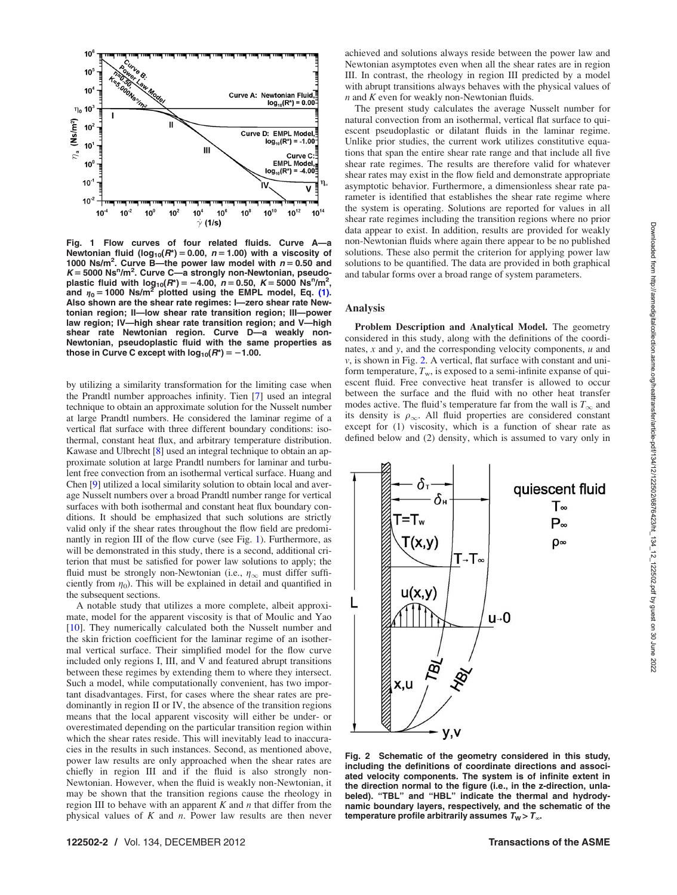$10^6$
$10^5$
$10^4$
$\eta_0$ $10^3$
$10^2$
$10^1$
$10^0$
$10^{-1}$
$10^{-2}$
$\eta_a$ (Ns/m²)

$10^{-4}$ $10^{-2}$ $10^0$ $10^2$ $10^4$ $10^6$ $10^8$ $10^{10}$ $10^{12}$ $10^{14}$
$\dot{\gamma}$ (1/s)

Curve B: Power Law Model n=0.50, K=5,000Ns$^n$/m$^2$

Curve A: Newtonian Fluid, $\log_{10}(R^*) = 0.00$

Curve D: EMPL Model, $\log_{10}(R^*) = -1.00$

Curve C: EMPL Model, $\log_{10}(R^*) = -4.00$

I
II
III
IV
V
$\eta_\infty$

**Fig. 1 Flow curves of four related fluids. Curve A—a Newtonian fluid ($\log_{10}(R^*) = 0.00$, $n = 1.00$) with a viscosity of 1000 Ns/m$^2$. Curve B—the power law model with $n = 0.50$ and $K = 5000$ Ns$^n$/m$^2$. Curve C—a strongly non-Newtonian, pseudoplastic fluid with $\log_{10}(R^*) = -4.00$, $n = 0.50$, $K = 5000$ Ns$^n$/m$^2$, and $\eta_0 = 1000$ Ns/m$^2$ plotted using the EMPL model, Eq. (1). Also shown are the shear rate regimes: I—zero shear rate Newtonian region; II—low shear rate transition region; III—power law region; IV—high shear rate transition region; and V—high shear rate Newtonian region. Curve D—a weakly non-Newtonian, pseudoplastic fluid with the same properties as those in Curve C except with $\log_{10}(R^*) = -1.00$.**

by utilizing a similarity transformation for the limiting case when the Prandtl number approaches infinity. Tien [7] used an integral technique to obtain an approximate solution for the Nusselt number at large Prandtl numbers. He considered the laminar regime of a vertical flat surface with three different boundary conditions: isothermal, constant heat flux, and arbitrary temperature distribution. Kawase and Ulbrecht [8] used an integral technique to obtain an approximate solution at large Prandtl numbers for laminar and turbulent free convection from an isothermal vertical surface. Huang and Chen [9] utilized a local similarity solution to obtain local and average Nusselt numbers over a broad Prandtl number range for vertical surfaces with both isothermal and constant heat flux boundary conditions. It should be emphasized that such solutions are strictly valid only if the shear rates throughout the flow field are predominantly in region III of the flow curve (see Fig. 1). Furthermore, as will be demonstrated in this study, there is a second, additional criterion that must be satisfied for power law solutions to apply; the fluid must be strongly non-Newtonian (i.e., $\eta_\infty$ must differ sufficiently from $\eta_0$). This will be explained in detail and quantified in the subsequent sections.

A notable study that utilizes a more complete, albeit approximate, model for the apparent viscosity is that of Moulic and Yao [10]. They numerically calculated both the Nusselt number and the skin friction coefficient for the laminar regime of an isothermal vertical surface. Their simplified model for the flow curve included only regions I, III, and V and featured abrupt transitions between these regimes by extending them to where they intersect. Such a model, while computationally convenient, has two important disadvantages. First, for cases where the shear rates are predominantly in region II or IV, the absence of the transition regions means that the local apparent viscosity will either be under- or overestimated depending on the particular transition region within which the shear rates reside. This will inevitably lead to inaccuracies in the results in such instances. Second, as mentioned above, power law results are only approached when the shear rates are chiefly in region III and if the fluid is also strongly non-Newtonian. However, when the fluid is weakly non-Newtonian, it may be shown that the transition regions cause the rheology in region III to behave with an apparent $K$ and $n$ that differ from the physical values of $K$ and $n$. Power law results are then never achieved and solutions always reside between the power law and Newtonian asymptotes even when all the shear rates are in region III. In contrast, the rheology in region III predicted by a model with abrupt transitions always behaves with the physical values of $n$ and $K$ even for weakly non-Newtonian fluids.

The present study calculates the average Nusselt number for natural convection from an isothermal, vertical flat surface to quiescent pseudoplastic or dilatant fluids in the laminar regime. Unlike prior studies, the current work utilizes constitutive equations that span the entire shear rate range and that include all five shear rate regimes. The results are therefore valid for whatever shear rates may exist in the flow field and demonstrate appropriate asymptotic behavior. Furthermore, a dimensionless shear rate parameter is identified that establishes the shear rate regime where the system is operating. Solutions are reported for values in all shear rate regimes including the transition regions where no prior data appear to exist. In addition, results are provided for weakly non-Newtonian fluids where again there appear to be no published solutions. These also permit the criterion for applying power law solutions to be quantified. The data are provided in both graphical and tabular forms over a broad range of system parameters.

## Analysis

**Problem Description and Analytical Model.** The geometry considered in this study, along with the definitions of the coordinates, $x$ and $y$, and the corresponding velocity components, $u$ and $v$, is shown in Fig. 2. A vertical, flat surface with constant and uniform temperature, $T_w$, is exposed to a semi-infinite expanse of quiescent fluid. Free convective heat transfer is allowed to occur between the surface and the fluid with no other heat transfer modes active. The fluid's temperature far from the wall is $T_\infty$ and its density is $\rho_\infty$. All fluid properties are considered constant except for (1) viscosity, which is a function of shear rate as defined below and (2) density, which is assumed to vary only in

$\delta_T$
$\delta_H$
quiescent fluid
$T_\infty$
$P_\infty$
$\rho_\infty$
$T=T_w$
$T(x,y)$
$T \to T_\infty$
$u(x,y)$
$u \to 0$
L
x,u
TBL
HBL
y,v

**Fig. 2 Schematic of the geometry considered in this study, including the definitions of coordinate directions and associated velocity components. The system is of infinite extent in the direction normal to the figure (i.e., in the z-direction, unlabeled). "TBL" and "HBL" indicate the thermal and hydrodynamic boundary layers, respectively, and the schematic of the temperature profile arbitrarily assumes $T_W > T_\infty$.**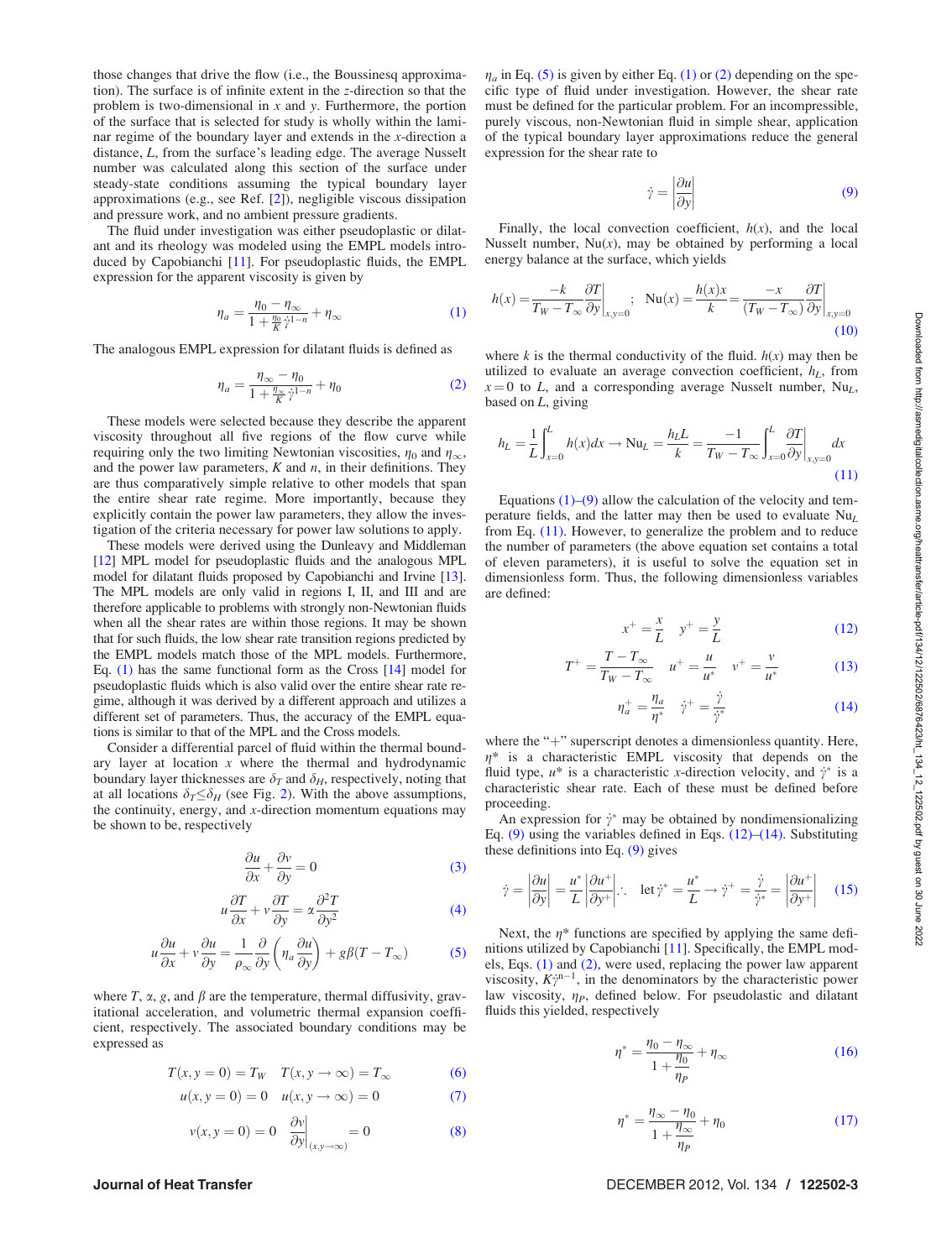those changes that drive the flow (i.e., the Boussinesq approximation). The surface is of infinite extent in the $z$-direction so that the problem is two-dimensional in $x$ and $y$. Furthermore, the portion of the surface that is selected for study is wholly within the laminar regime of the boundary layer and extends in the $x$-direction a distance, $L$, from the surface's leading edge. The average Nusselt number was calculated along this section of the surface under steady-state conditions assuming the typical boundary layer approximations (e.g., see Ref. [2]), negligible viscous dissipation and pressure work, and no ambient pressure gradients.

The fluid under investigation was either pseudoplastic or dilatant and its rheology was modeled using the EMPL models introduced by Capobianchi [11]. For pseudoplastic fluids, the EMPL expression for the apparent viscosity is given by

$$\eta_a = \frac{\eta_0 - \eta_\infty}{1 + \frac{\eta_0}{K}\dot{\gamma}^{1-n}} + \eta_\infty \tag{1}$$

The analogous EMPL expression for dilatant fluids is defined as

$$\eta_a = \frac{\eta_\infty - \eta_0}{1 + \frac{\eta_\infty}{K}\dot{\gamma}^{1-n}} + \eta_0 \tag{2}$$

These models were selected because they describe the apparent viscosity throughout all five regions of the flow curve while requiring only the two limiting Newtonian viscosities, $\eta_0$ and $\eta_\infty$, and the power law parameters, $K$ and $n$, in their definitions. They are thus comparatively simple relative to other models that span the entire shear rate regime. More importantly, because they explicitly contain the power law parameters, they allow the investigation of the criteria necessary for power law solutions to apply.

These models were derived using the Dunleavy and Middleman [12] MPL model for pseudoplastic fluids and the analogous MPL model for dilatant fluids proposed by Capobianchi and Irvine [13]. The MPL models are only valid in regions I, II, and III and are therefore applicable to problems with strongly non-Newtonian fluids when all the shear rates are within those regions. It may be shown that for such fluids, the low shear rate transition regions predicted by the EMPL models match those of the MPL models. Furthermore, Eq. (1) has the same functional form as the Cross [14] model for pseudoplastic fluids which is also valid over the entire shear rate regime, although it was derived by a different approach and utilizes a different set of parameters. Thus, the accuracy of the EMPL equations is similar to that of the MPL and the Cross models.

Consider a differential parcel of fluid within the thermal boundary layer at location $x$ where the thermal and hydrodynamic boundary layer thicknesses are $\delta_T$ and $\delta_H$, respectively, noting that at all locations $\delta_T \leq \delta_H$ (see Fig. 2). With the above assumptions, the continuity, energy, and $x$-direction momentum equations may be shown to be, respectively

$$\frac{\partial u}{\partial x} + \frac{\partial v}{\partial y} = 0 \tag{3}$$

$$u\frac{\partial T}{\partial x} + v\frac{\partial T}{\partial y} = \alpha\frac{\partial^2 T}{\partial y^2} \tag{4}$$

$$u\frac{\partial u}{\partial x} + v\frac{\partial u}{\partial y} = \frac{1}{\rho_\infty}\frac{\partial}{\partial y}\left(\eta_a\frac{\partial u}{\partial y}\right) + g\beta(T - T_\infty) \tag{5}$$

where $T$, $\alpha$, $g$, and $\beta$ are the temperature, thermal diffusivity, gravitational acceleration, and volumetric thermal expansion coefficient, respectively. The associated boundary conditions may be expressed as

$$T(x, y=0) = T_W \quad T(x, y \to \infty) = T_\infty \tag{6}$$

$$u(x, y=0) = 0 \quad u(x, y \to \infty) = 0 \tag{7}$$

$$v(x, y=0) = 0 \quad \left.\frac{\partial v}{\partial y}\right|_{(x, y \to \infty)} = 0 \tag{8}$$

$\eta_a$ in Eq. (5) is given by either Eq. (1) or (2) depending on the specific type of fluid under investigation. However, the shear rate must be defined for the particular problem. For an incompressible, purely viscous, non-Newtonian fluid in simple shear, application of the typical boundary layer approximations reduce the general expression for the shear rate to

$$\dot{\gamma} = \left|\frac{\partial u}{\partial y}\right| \tag{9}$$

Finally, the local convection coefficient, $h(x)$, and the local Nusselt number, $\text{Nu}(x)$, may be obtained by performing a local energy balance at the surface, which yields

$$h(x) = \frac{-k}{T_W - T_\infty}\left.\frac{\partial T}{\partial y}\right|_{x, y=0}; \quad \text{Nu}(x) = \frac{h(x)x}{k} = \frac{-x}{(T_W - T_\infty)}\left.\frac{\partial T}{\partial y}\right|_{x, y=0} \tag{10}$$

where $k$ is the thermal conductivity of the fluid. $h(x)$ may then be utilized to evaluate an average convection coefficient, $h_L$, from $x = 0$ to $L$, and a corresponding average Nusselt number, $\text{Nu}_L$, based on $L$, giving

$$h_L = \frac{1}{L}\int_{x=0}^{L} h(x)dx \to \text{Nu}_L = \frac{h_L L}{k} = \frac{-1}{T_W - T_\infty}\int_{x=0}^{L}\left.\frac{\partial T}{\partial y}\right|_{x, y=0} dx \tag{11}$$

Equations (1)–(9) allow the calculation of the velocity and temperature fields, and the latter may then be used to evaluate $\text{Nu}_L$ from Eq. (11). However, to generalize the problem and to reduce the number of parameters (the above equation set contains a total of eleven parameters), it is useful to solve the equation set in dimensionless form. Thus, the following dimensionless variables are defined:

$$x^+ = \frac{x}{L} \quad y^+ = \frac{y}{L} \tag{12}$$

$$T^+ = \frac{T - T_\infty}{T_W - T_\infty} \quad u^+ = \frac{u}{u^*} \quad v^+ = \frac{v}{u^*} \tag{13}$$

$$\eta_a^+ = \frac{\eta_a}{\eta^*} \quad \dot{\gamma}^+ = \frac{\dot{\gamma}}{\dot{\gamma}^*} \tag{14}$$

where the "+" superscript denotes a dimensionless quantity. Here, $\eta^*$ is a characteristic EMPL viscosity that depends on the fluid type, $u^*$ is a characteristic $x$-direction velocity, and $\dot{\gamma}^*$ is a characteristic shear rate. Each of these must be defined before proceeding.

An expression for $\dot{\gamma}^*$ may be obtained by nondimensionalizing Eq. (9) using the variables defined in Eqs. (12)–(14). Substituting these definitions into Eq. (9) gives

$$\dot{\gamma} = \left|\frac{\partial u}{\partial y}\right| = \frac{u^*}{L}\left|\frac{\partial u^+}{\partial y^+}\right| \therefore \quad \text{let } \dot{\gamma}^* = \frac{u^*}{L} \to \dot{\gamma}^+ = \frac{\dot{\gamma}}{\dot{\gamma}^*} = \left|\frac{\partial u^+}{\partial y^+}\right| \tag{15}$$

Next, the $\eta^*$ functions are specified by applying the same definitions utilized by Capobianchi [11]. Specifically, the EMPL models, Eqs. (1) and (2), were used, replacing the power law apparent viscosity, $K\dot{\gamma}^{n-1}$, in the denominators by the characteristic power law viscosity, $\eta_P$, defined below. For pseudolastic and dilatant fluids this yielded, respectively

$$\eta^* = \frac{\eta_0 - \eta_\infty}{1 + \frac{\eta_0}{\eta_P}} + \eta_\infty \tag{16}$$

$$\eta^* = \frac{\eta_\infty - \eta_0}{1 + \frac{\eta_\infty}{\eta_P}} + \eta_0 \tag{17}$$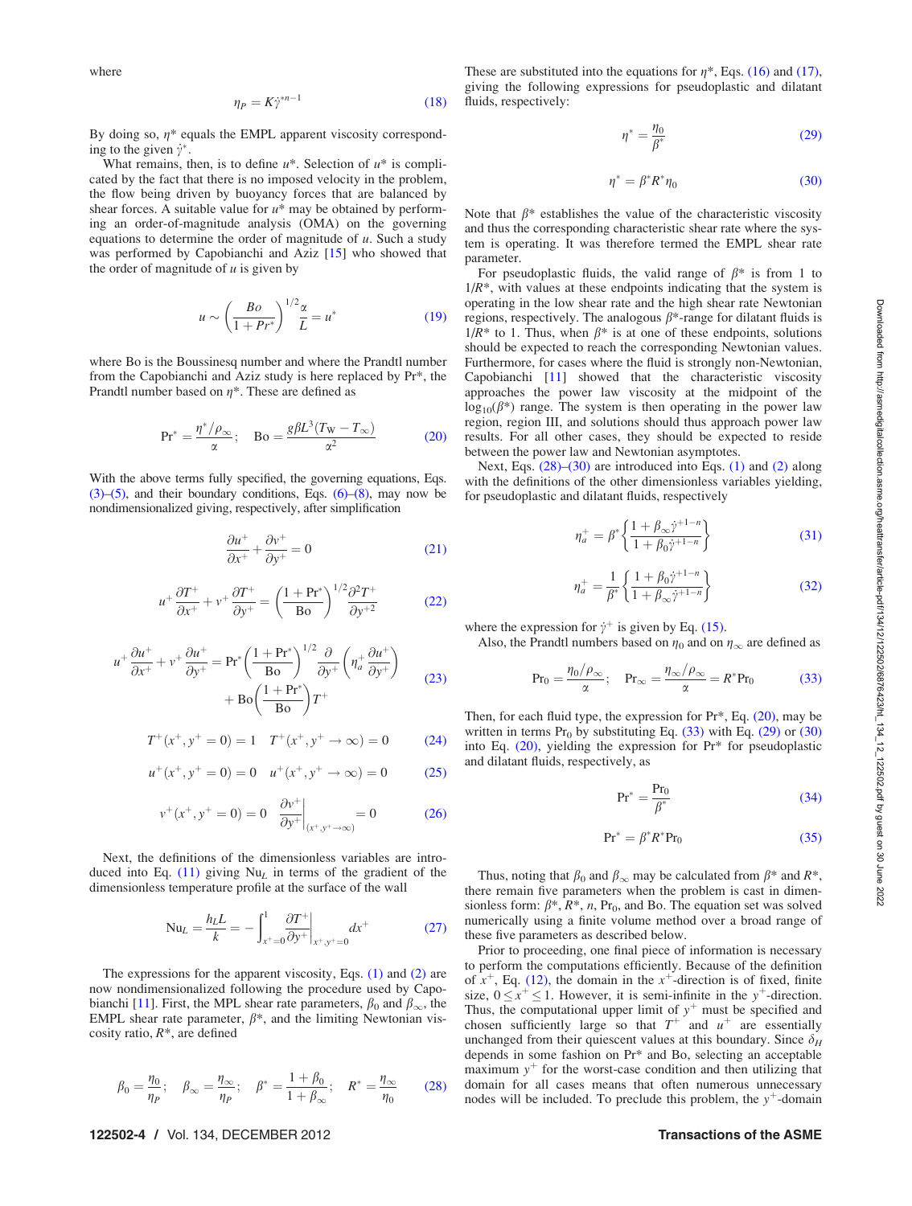where

$$\eta_P = K\dot{\gamma}^{*n-1} \tag{18}$$

By doing so, $\eta^*$ equals the EMPL apparent viscosity corresponding to the given $\dot{\gamma}^*$.

What remains, then, is to define $u^*$. Selection of $u^*$ is complicated by the fact that there is no imposed velocity in the problem, the flow being driven by buoyancy forces that are balanced by shear forces. A suitable value for $u^*$ may be obtained by performing an order-of-magnitude analysis (OMA) on the governing equations to determine the order of magnitude of $u$. Such a study was performed by Capobianchi and Aziz [15] who showed that the order of magnitude of $u$ is given by

$$u \sim \left(\frac{Bo}{1+Pr^*}\right)^{1/2}\frac{\alpha}{L} = u^* \tag{19}$$

where Bo is the Boussinesq number and where the Prandtl number from the Capobianchi and Aziz study is here replaced by Pr*, the Prandtl number based on $\eta^*$. These are defined as

$$\mathrm{Pr}^* = \frac{\eta^*/\rho_\infty}{\alpha}; \quad \mathrm{Bo} = \frac{g\beta L^3 (T_W - T_\infty)}{\alpha^2} \tag{20}$$

With the above terms fully specified, the governing equations, Eqs. (3)–(5), and their boundary conditions, Eqs. (6)–(8), may now be nondimensionalized giving, respectively, after simplification

$$\frac{\partial u^+}{\partial x^+} + \frac{\partial v^+}{\partial y^+} = 0 \tag{21}$$

$$u^+\frac{\partial T^+}{\partial x^+} + v^+\frac{\partial T^+}{\partial y^+} = \left(\frac{1+\mathrm{Pr}^*}{\mathrm{Bo}}\right)^{1/2}\frac{\partial^2 T^+}{\partial y^{+2}} \tag{22}$$

$$u^+\frac{\partial u^+}{\partial x^+} + v^+\frac{\partial u^+}{\partial y^+} = \mathrm{Pr}^*\left(\frac{1+\mathrm{Pr}^*}{\mathrm{Bo}}\right)^{1/2}\frac{\partial}{\partial y^+}\left(\eta_a^+\frac{\partial u^+}{\partial y^+}\right) + \mathrm{Bo}\left(\frac{1+\mathrm{Pr}^*}{\mathrm{Bo}}\right)T^+ \tag{23}$$

$$T^+(x^+, y^+=0) = 1 \quad T^+(x^+, y^+\to\infty) = 0 \tag{24}$$

$$u^+(x^+, y^+=0) = 0 \quad u^+(x^+, y^+\to\infty) = 0 \tag{25}$$

$$v^+(x^+, y^+=0) = 0 \quad \left.\frac{\partial v^+}{\partial y^+}\right|_{(x^+, y^+\to\infty)} = 0 \tag{26}$$

Next, the definitions of the dimensionless variables are introduced into Eq. (11) giving $\mathrm{Nu}_L$ in terms of the gradient of the dimensionless temperature profile at the surface of the wall

$$\mathrm{Nu}_L = \frac{h_L L}{k} = -\int_{x^+=0}^{1}\left.\frac{\partial T^+}{\partial y^+}\right|_{x^+, y^+=0} dx^+ \tag{27}$$

The expressions for the apparent viscosity, Eqs. (1) and (2) are now nondimensionalized following the procedure used by Capobianchi [11]. First, the MPL shear rate parameters, $\beta_0$ and $\beta_\infty$, the EMPL shear rate parameter, $\beta^*$, and the limiting Newtonian viscosity ratio, $R^*$, are defined

$$\beta_0 = \frac{\eta_0}{\eta_P}; \quad \beta_\infty = \frac{\eta_\infty}{\eta_P}; \quad \beta^* = \frac{1+\beta_0}{1+\beta_\infty}; \quad R^* = \frac{\eta_\infty}{\eta_0} \tag{28}$$

These are substituted into the equations for $\eta^*$, Eqs. (16) and (17), giving the following expressions for pseudoplastic and dilatant fluids, respectively:

$$\eta^* = \frac{\eta_0}{\beta^*} \tag{29}$$

$$\eta^* = \beta^* R^* \eta_0 \tag{30}$$

Note that $\beta^*$ establishes the value of the characteristic viscosity and thus the corresponding characteristic shear rate where the system is operating. It was therefore termed the EMPL shear rate parameter.

For pseudoplastic fluids, the valid range of $\beta^*$ is from 1 to $1/R^*$, with values at these endpoints indicating that the system is operating in the low shear rate and the high shear rate Newtonian regions, respectively. The analogous $\beta^*$-range for dilatant fluids is $1/R^*$ to 1. Thus, when $\beta^*$ is at one of these endpoints, solutions should be expected to reach the corresponding Newtonian values. Furthermore, for cases where the fluid is strongly non-Newtonian, Capobianchi [11] showed that the characteristic viscosity approaches the power law viscosity at the midpoint of the $\log_{10}(\beta^*)$ range. The system is then operating in the power law region, region III, and solutions should thus approach power law results. For all other cases, they should be expected to reside between the power law and Newtonian asymptotes.

Next, Eqs. (28)–(30) are introduced into Eqs. (1) and (2) along with the definitions of the other dimensionless variables yielding, for pseudoplastic and dilatant fluids, respectively

$$\eta_a^+ = \beta^*\left\{\frac{1+\beta_\infty\dot{\gamma}^{+1-n}}{1+\beta_0\dot{\gamma}^{+1-n}}\right\} \tag{31}$$

$$\eta_a^+ = \frac{1}{\beta^*}\left\{\frac{1+\beta_0\dot{\gamma}^{+1-n}}{1+\beta_\infty\dot{\gamma}^{+1-n}}\right\} \tag{32}$$

where the expression for $\dot{\gamma}^+$ is given by Eq. (15).

Also, the Prandtl numbers based on $\eta_0$ and on $\eta_\infty$ are defined as

$$\mathrm{Pr}_0 = \frac{\eta_0/\rho_\infty}{\alpha}; \quad \mathrm{Pr}_\infty = \frac{\eta_\infty/\rho_\infty}{\alpha} = R^*\mathrm{Pr}_0 \tag{33}$$

Then, for each fluid type, the expression for Pr*, Eq. (20), may be written in terms $\mathrm{Pr}_0$ by substituting Eq. (33) with Eq. (29) or (30) into Eq. (20), yielding the expression for Pr* for pseudoplastic and dilatant fluids, respectively, as

$$\mathrm{Pr}^* = \frac{\mathrm{Pr}_0}{\beta^*} \tag{34}$$

$$\mathrm{Pr}^* = \beta^* R^* \mathrm{Pr}_0 \tag{35}$$

Thus, noting that $\beta_0$ and $\beta_\infty$ may be calculated from $\beta^*$ and $R^*$, there remain five parameters when the problem is cast in dimensionless form: $\beta^*$, $R^*$, $n$, $\mathrm{Pr}_0$, and Bo. The equation set was solved numerically using a finite volume method over a broad range of these five parameters as described below.

Prior to proceeding, one final piece of information is necessary to perform the computations efficiently. Because of the definition of $x^+$, Eq. (12), the domain in the $x^+$-direction is of fixed, finite size, $0 \le x^+ \le 1$. However, it is semi-infinite in the $y^+$-direction. Thus, the computational upper limit of $y^+$ must be specified and chosen sufficiently large so that $T^+$ and $u^+$ are essentially unchanged from their quiescent values at this boundary. Since $\delta_H$ depends in some fashion on Pr* and Bo, selecting an acceptable maximum $y^+$ for the worst-case condition and then utilizing that domain for all cases means that often numerous unnecessary nodes will be included. To preclude this problem, the $y^+$-domain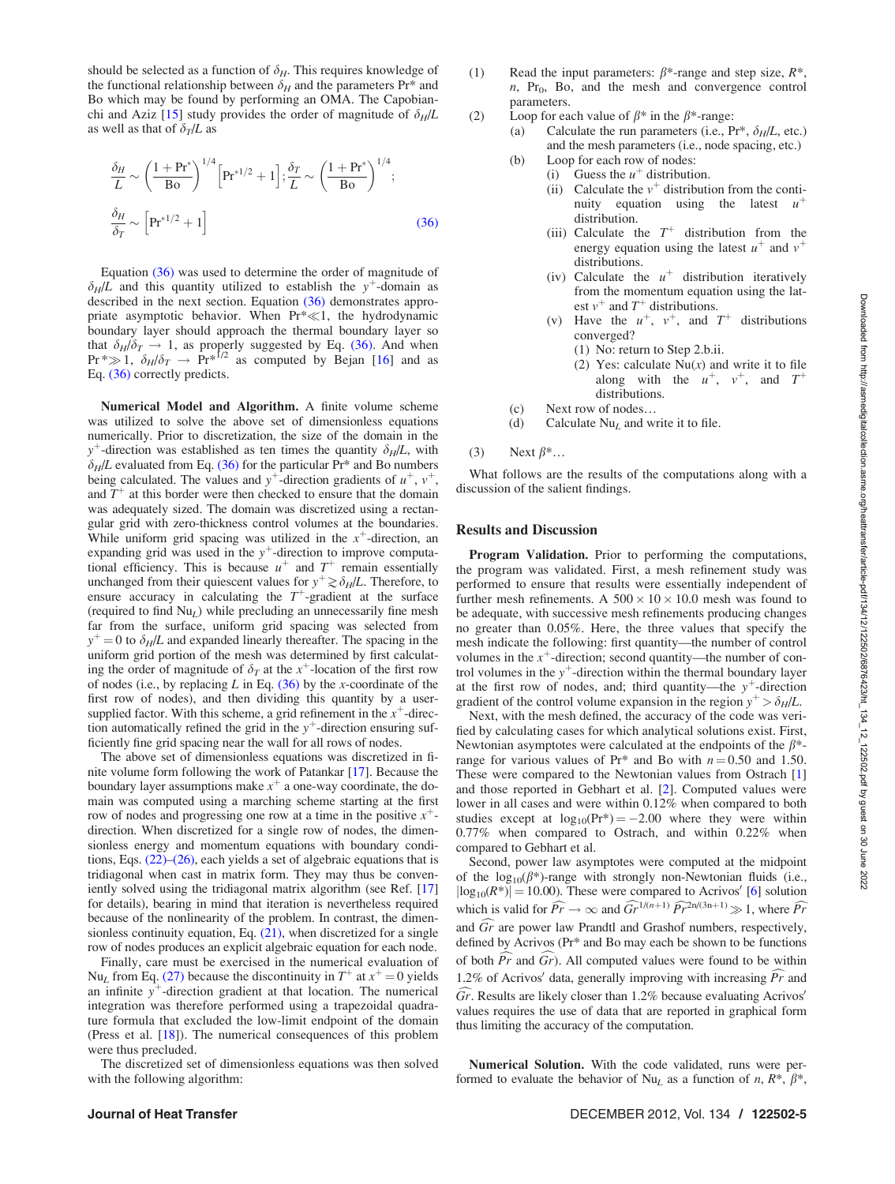should be selected as a function of $\delta_H$. This requires knowledge of the functional relationship between $\delta_H$ and the parameters Pr* and Bo which may be found by performing an OMA. The Capobianchi and Aziz [15] study provides the order of magnitude of $\delta_H/L$ as well as that of $\delta_T/L$ as

$$\frac{\delta_H}{L} \sim \left(\frac{1+\text{Pr}^*}{\text{Bo}}\right)^{1/4}\left[\text{Pr}^{*1/2}+1\right];\frac{\delta_T}{L} \sim \left(\frac{1+\text{Pr}^*}{\text{Bo}}\right)^{1/4};$$
$$\frac{\delta_H}{\delta_T} \sim \left[\text{Pr}^{*1/2}+1\right] \tag{36}$$

Equation (36) was used to determine the order of magnitude of $\delta_H/L$ and this quantity utilized to establish the $y^+$-domain as described in the next section. Equation (36) demonstrates appropriate asymptotic behavior. When $\text{Pr}^* \ll 1$, the hydrodynamic boundary layer should approach the thermal boundary layer so that $\delta_H/\delta_T \rightarrow 1$, as properly suggested by Eq. (36). And when $\text{Pr}^* \gg 1$, $\delta_H/\delta_T \rightarrow \text{Pr}^{*1/2}$ as computed by Bejan [16] and as Eq. (36) correctly predicts.

**Numerical Model and Algorithm.** A finite volume scheme was utilized to solve the above set of dimensionless equations numerically. Prior to discretization, the size of the domain in the $y^+$-direction was established as ten times the quantity $\delta_H/L$, with $\delta_H/L$ evaluated from Eq. (36) for the particular Pr* and Bo numbers being calculated. The values and $y^+$-direction gradients of $u^+$, $v^+$, and $T^+$ at this border were then checked to ensure that the domain was adequately sized. The domain was discretized using a rectangular grid with zero-thickness control volumes at the boundaries. While uniform grid spacing was utilized in the $x^+$-direction, an expanding grid was used in the $y^+$-direction to improve computational efficiency. This is because $u^+$ and $T^+$ remain essentially unchanged from their quiescent values for $y^+ \gtrsim \delta_H/L$. Therefore, to ensure accuracy in calculating the $T^+$-gradient at the surface (required to find $\text{Nu}_L$) while precluding an unnecessarily fine mesh far from the surface, uniform grid spacing was selected from $y^+ = 0$ to $\delta_H/L$ and expanded linearly thereafter. The spacing in the uniform grid portion of the mesh was determined by first calculating the order of magnitude of $\delta_T$ at the $x^+$-location of the first row of nodes (i.e., by replacing $L$ in Eq. (36) by the $x$-coordinate of the first row of nodes), and then dividing this quantity by a user-supplied factor. With this scheme, a grid refinement in the $x^+$-direction automatically refined the grid in the $y^+$-direction ensuring sufficiently fine grid spacing near the wall for all rows of nodes.

The above set of dimensionless equations was discretized in finite volume form following the work of Patankar [17]. Because the boundary layer assumptions make $x^+$ a one-way coordinate, the domain was computed using a marching scheme starting at the first row of nodes and progressing one row at a time in the positive $x^+$-direction. When discretized for a single row of nodes, the dimensionless energy and momentum equations with boundary conditions, Eqs. (22)–(26), each yields a set of algebraic equations that is tridiagonal when cast in matrix form. They may thus be conveniently solved using the tridiagonal matrix algorithm (see Ref. [17] for details), bearing in mind that iteration is nevertheless required because of the nonlinearity of the problem. In contrast, the dimensionless continuity equation, Eq. (21), when discretized for a single row of nodes produces an explicit algebraic equation for each node.

Finally, care must be exercised in the numerical evaluation of $\text{Nu}_L$ from Eq. (27) because the discontinuity in $T^+$ at $x^+ = 0$ yields an infinite $y^+$-direction gradient at that location. The numerical integration was therefore performed using a trapezoidal quadrature formula that excluded the low-limit endpoint of the domain (Press et al. [18]). The numerical consequences of this problem were thus precluded.

The discretized set of dimensionless equations was then solved with the following algorithm:

(1) Read the input parameters: $\beta^*$-range and step size, $R^*$, $n$, $\text{Pr}_0$, Bo, and the mesh and convergence control parameters.
(2) Loop for each value of $\beta^*$ in the $\beta^*$-range:
 (a) Calculate the run parameters (i.e., Pr*, $\delta_H/L$, etc.) and the mesh parameters (i.e., node spacing, etc.)
 (b) Loop for each row of nodes:
  (i) Guess the $u^+$ distribution.
  (ii) Calculate the $v^+$ distribution from the continuity equation using the latest $u^+$ distribution.
  (iii) Calculate the $T^+$ distribution from the energy equation using the latest $u^+$ and $v^+$ distributions.
  (iv) Calculate the $u^+$ distribution iteratively from the momentum equation using the latest $v^+$ and $T^+$ distributions.
  (v) Have the $u^+$, $v^+$, and $T^+$ distributions converged?
   (1) No: return to Step 2.b.ii.
   (2) Yes: calculate Nu(x) and write it to file along with the $u^+$, $v^+$, and $T^+$ distributions.
 (c) Next row of nodes…
 (d) Calculate $\text{Nu}_L$ and write it to file.
(3) Next $\beta^*$…

What follows are the results of the computations along with a discussion of the salient findings.

## Results and Discussion

**Program Validation.** Prior to performing the computations, the program was validated. First, a mesh refinement study was performed to ensure that results were essentially independent of further mesh refinements. A $500 \times 10 \times 10.0$ mesh was found to be adequate, with successive mesh refinements producing changes no greater than 0.05%. Here, the three values that specify the mesh indicate the following: first quantity—the number of control volumes in the $x^+$-direction; second quantity—the number of control volumes in the $y^+$-direction within the thermal boundary layer at the first row of nodes, and; third quantity—the $y^+$-direction gradient of the control volume expansion in the region $y^+ > \delta_H/L$.

Next, with the mesh defined, the accuracy of the code was verified by calculating cases for which analytical solutions exist. First, Newtonian asymptotes were calculated at the endpoints of the $\beta^*$-range for various values of Pr* and Bo with $n = 0.50$ and 1.50. These were compared to the Newtonian values from Ostrach [1] and those reported in Gebhart et al. [2]. Computed values were lower in all cases and were within 0.12% when compared to both studies except at $\log_{10}(\text{Pr}^*) = -2.00$ where they were within 0.77% when compared to Ostrach, and within 0.22% when compared to Gebhart et al.

Second, power law asymptotes were computed at the midpoint of the $\log_{10}(\beta^*)$-range with strongly non-Newtonian fluids (i.e., $|\log_{10}(R^*)| = 10.00$). These were compared to Acrivos' [6] solution which is valid for $\widehat{Pr} \rightarrow \infty$ and $\widehat{Gr}^{1/(n+1)}\,\widehat{Pr}^{2n/(3n+1)} \gg 1$, where $\widehat{Pr}$ and $\widehat{Gr}$ are power law Prandtl and Grashof numbers, respectively, defined by Acrivos (Pr* and Bo may each be shown to be functions of both $\widehat{Pr}$ and $\widehat{Gr}$). All computed values were found to be within 1.2% of Acrivos' data, generally improving with increasing $\widehat{Pr}$ and $\widehat{Gr}$. Results are likely closer than 1.2% because evaluating Acrivos' values requires the use of data that are reported in graphical form thus limiting the accuracy of the computation.

**Numerical Solution.** With the code validated, runs were performed to evaluate the behavior of $\text{Nu}_L$ as a function of $n$, $R^*$, $\beta^*$,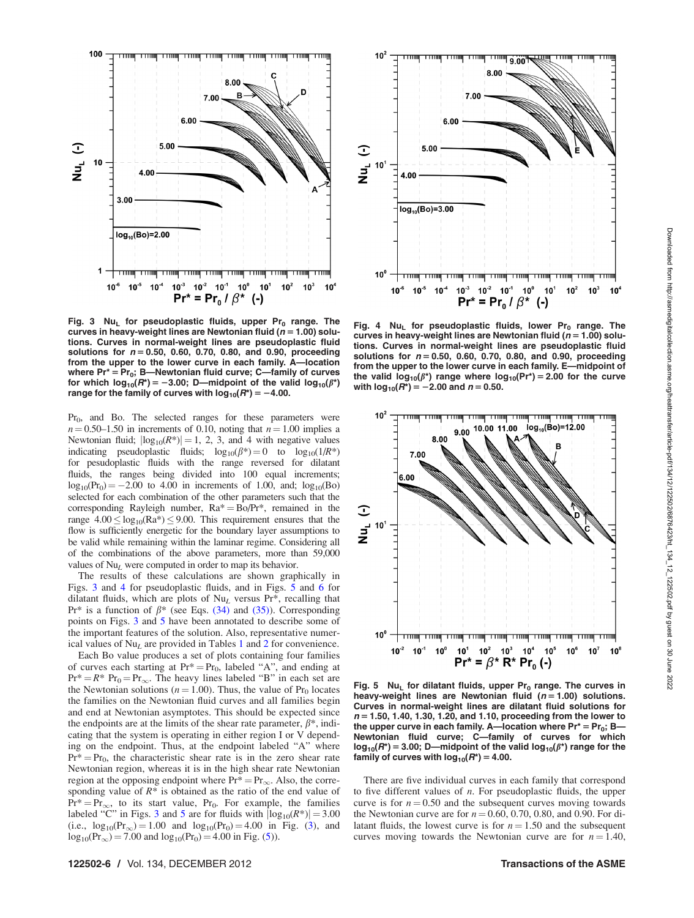Fig. 3 $\mathrm{Nu}_L$ for pseudoplastic fluids, upper $\mathrm{Pr}_0$ range. The curves in heavy-weight lines are Newtonian fluid ($n = 1.00$) solutions. Curves in normal-weight lines are pseudoplastic fluid solutions for $n = 0.50$, 0.60, 0.70, 0.80, and 0.90, proceeding from the upper to the lower curve in each family. A—location where $\mathrm{Pr}^* = \mathrm{Pr}_0$; B—Newtonian fluid curve; C—family of curves for which $\log_{10}(R^*) = -3.00$; D—midpoint of the valid $\log_{10}(\beta^*)$ range for the family of curves with $\log_{10}(R^*) = -4.00$.

Fig. 4 $\mathrm{Nu}_L$ for pseudoplastic fluids, lower $\mathrm{Pr}_0$ range. The curves in heavy-weight lines are Newtonian fluid ($n = 1.00$) solutions. Curves in normal-weight lines are pseudoplastic fluid solutions for $n = 0.50$, 0.60, 0.70, 0.80, and 0.90, proceeding from the upper to the lower curve in each family. E—midpoint of the valid $\log_{10}(\beta^*)$ range where $\log_{10}(\mathrm{Pr}^*) = 2.00$ for the curve with $\log_{10}(R^*) = -2.00$ and $n = 0.50$.

$\mathrm{Pr}_0$, and Bo. The selected ranges for these parameters were $n = 0.50$–$1.50$ in increments of 0.10, noting that $n = 1.00$ implies a Newtonian fluid; $|\log_{10}(R^*)| = 1$, 2, 3, and 4 with negative values indicating pseudoplastic fluids; $\log_{10}(\beta^*) = 0$ to $\log_{10}(1/R^*)$ for pesudoplastic fluids with the range reversed for dilatant fluids, the ranges being divided into 100 equal increments; $\log_{10}(\mathrm{Pr}_0) = -2.00$ to 4.00 in increments of 1.00, and; $\log_{10}(\mathrm{Bo})$ selected for each combination of the other parameters such that the corresponding Rayleigh number, $\mathrm{Ra}^* = \mathrm{Bo}/\mathrm{Pr}^*$, remained in the range $4.00 \leq \log_{10}(\mathrm{Ra}^*) \leq 9.00$. This requirement ensures that the flow is sufficiently energetic for the boundary layer assumptions to be valid while remaining within the laminar regime. Considering all of the combinations of the above parameters, more than 59,000 values of $\mathrm{Nu}_L$ were computed in order to map its behavior.

The results of these calculations are shown graphically in Figs. 3 and 4 for pseudoplastic fluids, and in Figs. 5 and 6 for dilatant fluids, which are plots of $\mathrm{Nu}_L$ versus $\mathrm{Pr}^*$, recalling that $\mathrm{Pr}^*$ is a function of $\beta^*$ (see Eqs. (34) and (35)). Corresponding points on Figs. 3 and 5 have been annotated to describe some of the important features of the solution. Also, representative numerical values of $\mathrm{Nu}_L$ are provided in Tables 1 and 2 for convenience.

Each Bo value produces a set of plots containing four families of curves each starting at $\mathrm{Pr}^* = \mathrm{Pr}_0$, labeled "A", and ending at $\mathrm{Pr}^* = R^*\,\mathrm{Pr}_0 = \mathrm{Pr}_\infty$. The heavy lines labeled "B" in each set are the Newtonian solutions ($n = 1.00$). Thus, the value of $\mathrm{Pr}_0$ locates the families on the Newtonian fluid curves and all families begin and end at Newtonian asymptotes. This should be expected since the endpoints are at the limits of the shear rate parameter, $\beta^*$, indicating that the system is operating in either region I or V depending on the endpoint. Thus, at the endpoint labeled "A" where $\mathrm{Pr}^* = \mathrm{Pr}_0$, the characteristic shear rate is in the zero shear rate Newtonian region, whereas it is in the high shear rate Newtonian region at the opposing endpoint where $\mathrm{Pr}^* = \mathrm{Pr}_\infty$. Also, the corresponding value of $R^*$ is obtained as the ratio of the end value of $\mathrm{Pr}^* = \mathrm{Pr}_\infty$, to its start value, $\mathrm{Pr}_0$. For example, the families labeled "C" in Figs. 3 and 5 are for fluids with $|\log_{10}(R^*)| = 3.00$ (i.e., $\log_{10}(\mathrm{Pr}_\infty) = 1.00$ and $\log_{10}(\mathrm{Pr}_0) = 4.00$ in Fig. (3), and $\log_{10}(\mathrm{Pr}_\infty) = 7.00$ and $\log_{10}(\mathrm{Pr}_0) = 4.00$ in Fig. (5)).

Fig. 5 $\mathrm{Nu}_L$ for dilatant fluids, upper $\mathrm{Pr}_0$ range. The curves in heavy-weight lines are Newtonian fluid ($n = 1.00$) solutions. Curves in normal-weight lines are dilatant fluid solutions for $n = 1.50$, 1.40, 1.30, 1.20, and 1.10, proceeding from the lower to the upper curve in each family. A—location where $\mathrm{Pr}^* = \mathrm{Pr}_0$; B—Newtonian fluid curve; C—family of curves for which $\log_{10}(R^*) = 3.00$; D—midpoint of the valid $\log_{10}(\beta^*)$ range for the family of curves with $\log_{10}(R^*) = 4.00$.

There are five individual curves in each family that correspond to five different values of $n$. For pseudoplastic fluids, the upper curve is for $n = 0.50$ and the subsequent curves moving towards the Newtonian curve are for $n = 0.60$, 0.70, 0.80, and 0.90. For dilatant fluids, the lowest curve is for $n = 1.50$ and the subsequent curves moving towards the Newtonian curve are for $n = 1.40$,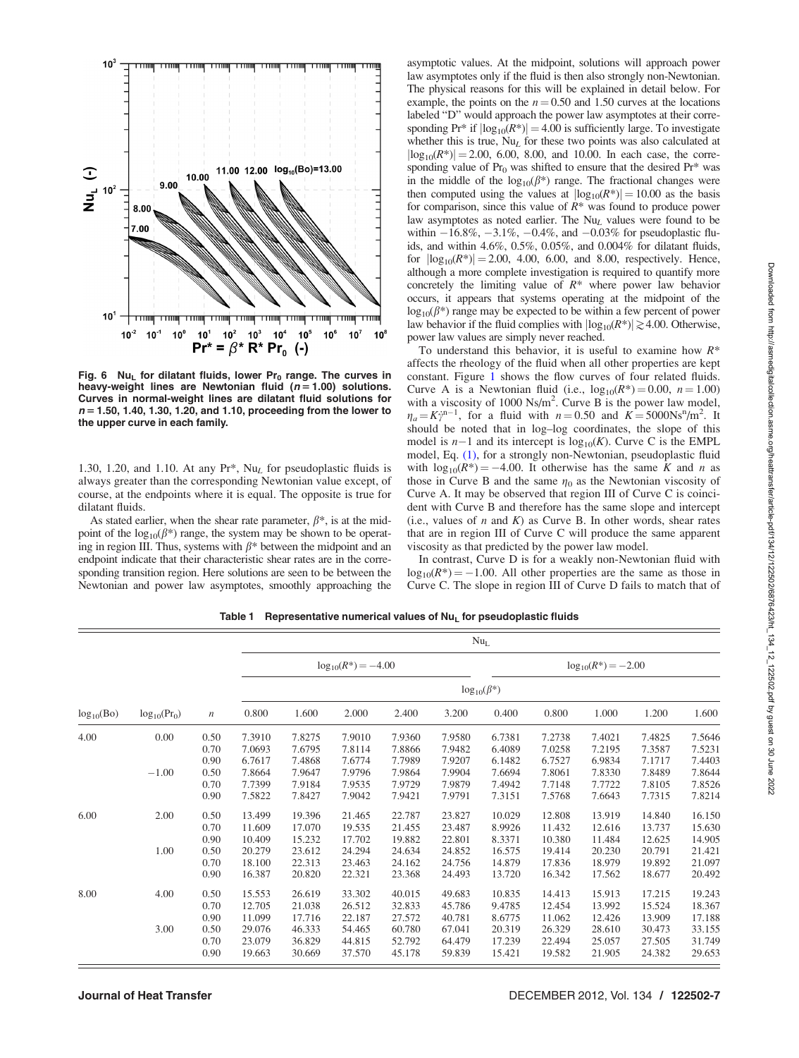Fig. 6 $Nu_L$ for dilatant fluids, lower $Pr_0$ range. The curves in heavy-weight lines are Newtonian fluid ($n = 1.00$) solutions. Curves in normal-weight lines are dilatant fluid solutions for $n = 1.50$, 1.40, 1.30, 1.20, and 1.10, proceeding from the lower to the upper curve in each family.

1.30, 1.20, and 1.10. At any $Pr^*$, $Nu_L$ for pseudoplastic fluids is always greater than the corresponding Newtonian value except, of course, at the endpoints where it is equal. The opposite is true for dilatant fluids.

As stated earlier, when the shear rate parameter, $\beta^*$, is at the midpoint of the $\log_{10}(\beta^*)$ range, the system may be shown to be operating in region III. Thus, systems with $\beta^*$ between the midpoint and an endpoint indicate that their characteristic shear rates are in the corresponding transition region. Here solutions are seen to be between the Newtonian and power law asymptotes, smoothly approaching the asymptotic values. At the midpoint, solutions will approach power law asymptotes only if the fluid is then also strongly non-Newtonian. The physical reasons for this will be explained in detail below. For example, the points on the $n = 0.50$ and 1.50 curves at the locations labeled "D" would approach the power law asymptotes at their corresponding $Pr^*$ if $|\log_{10}(R^*)| = 4.00$ is sufficiently large. To investigate whether this is true, $Nu_L$ for these two points was also calculated at $|\log_{10}(R^*)| = 2.00$, 6.00, 8.00, and 10.00. In each case, the corresponding value of $Pr_0$ was shifted to ensure that the desired $Pr^*$ was in the middle of the $\log_{10}(\beta^*)$ range. The fractional changes were then computed using the values at $|\log_{10}(R^*)| = 10.00$ as the basis for comparison, since this value of $R^*$ was found to produce power law asymptotes as noted earlier. The $Nu_L$ values were found to be within $-16.8\%$, $-3.1\%$, $-0.4\%$, and $-0.03\%$ for pseudoplastic fluids, and within 4.6%, 0.5%, 0.05%, and 0.004% for dilatant fluids, for $|\log_{10}(R^*)| = 2.00$, 4.00, 6.00, and 8.00, respectively. Hence, although a more complete investigation is required to quantify more concretely the limiting value of $R^*$ where power law behavior occurs, it appears that systems operating at the midpoint of the $\log_{10}(\beta^*)$ range may be expected to be within a few percent of power law behavior if the fluid complies with $|\log_{10}(R^*)| \gtrsim 4.00$. Otherwise, power law values are simply never reached.

To understand this behavior, it is useful to examine how $R^*$ affects the rheology of the fluid when all other properties are kept constant. Figure 1 shows the flow curves of four related fluids. Curve A is a Newtonian fluid (i.e., $\log_{10}(R^*) = 0.00$, $n = 1.00$) with a viscosity of 1000 $Ns/m^2$. Curve B is the power law model, $\eta_a = K\dot{\gamma}^{n-1}$, for a fluid with $n = 0.50$ and $K = 5000 Ns^n/m^2$. It should be noted that in log–log coordinates, the slope of this model is $n-1$ and its intercept is $\log_{10}(K)$. Curve C is the EMPL model, Eq. (1), for a strongly non-Newtonian, pseudoplastic fluid with $\log_{10}(R^*) = -4.00$. It otherwise has the same $K$ and $n$ as those in Curve B and the same $\eta_0$ as the Newtonian viscosity of Curve A. It may be observed that region III of Curve C is coincident with Curve B and therefore has the same slope and intercept (i.e., values of $n$ and $K$) as Curve B. In other words, shear rates that are in region III of Curve C will produce the same apparent viscosity as that predicted by the power law model.

In contrast, Curve D is for a weakly non-Newtonian fluid with $\log_{10}(R^*) = -1.00$. All other properties are the same as those in Curve C. The slope in region III of Curve D fails to match that of

Table 1 Representative numerical values of $Nu_L$ for pseudoplastic fluids

| | | | $Nu_L$ | | | | | | | | | |
|---|---|---|---|---|---|---|---|---|---|---|---|---|
| | | | $\log_{10}(R^*) = -4.00$ | | | | | $\log_{10}(R^*) = -2.00$ | | | | |
| | | | $\log_{10}(\beta^*)$ | | | | | | | | | |
| $\log_{10}(Bo)$ | $\log_{10}(Pr_0)$ | $n$ | 0.800 | 1.600 | 2.000 | 2.400 | 3.200 | 0.400 | 0.800 | 1.000 | 1.200 | 1.600 |
| 4.00 | 0.00 | 0.50 | 7.3910 | 7.8275 | 7.9010 | 7.9360 | 7.9580 | 6.7381 | 7.2738 | 7.4021 | 7.4825 | 7.5646 |
| | | 0.70 | 7.0693 | 7.6795 | 7.8114 | 7.8866 | 7.9482 | 6.4089 | 7.0258 | 7.2195 | 7.3587 | 7.5231 |
| | | 0.90 | 6.7617 | 7.4868 | 7.6774 | 7.7989 | 7.9207 | 6.1482 | 6.7527 | 6.9834 | 7.1717 | 7.4403 |
| | −1.00 | 0.50 | 7.8664 | 7.9647 | 7.9796 | 7.9864 | 7.9904 | 7.6694 | 7.8061 | 7.8330 | 7.8489 | 7.8644 |
| | | 0.70 | 7.7399 | 7.9184 | 7.9535 | 7.9729 | 7.9879 | 7.4942 | 7.7148 | 7.7722 | 7.8105 | 7.8526 |
| | | 0.90 | 7.5822 | 7.8427 | 7.9042 | 7.9421 | 7.9791 | 7.3151 | 7.5768 | 7.6643 | 7.7315 | 7.8214 |
| 6.00 | 2.00 | 0.50 | 13.499 | 19.396 | 21.465 | 22.787 | 23.827 | 10.029 | 12.808 | 13.919 | 14.840 | 16.150 |
| | | 0.70 | 11.609 | 17.070 | 19.535 | 21.455 | 23.487 | 8.9926 | 11.432 | 12.616 | 13.737 | 15.630 |
| | | 0.90 | 10.409 | 15.232 | 17.702 | 19.882 | 22.801 | 8.3371 | 10.380 | 11.484 | 12.625 | 14.905 |
| | 1.00 | 0.50 | 20.279 | 23.612 | 24.294 | 24.634 | 24.852 | 16.575 | 19.414 | 20.230 | 20.791 | 21.421 |
| | | 0.70 | 18.100 | 22.313 | 23.463 | 24.162 | 24.756 | 14.879 | 17.836 | 18.979 | 19.892 | 21.097 |
| | | 0.90 | 16.387 | 20.820 | 22.321 | 23.368 | 24.493 | 13.720 | 16.342 | 17.562 | 18.677 | 20.492 |
| 8.00 | 4.00 | 0.50 | 15.553 | 26.619 | 33.302 | 40.015 | 49.683 | 10.835 | 14.413 | 15.913 | 17.215 | 19.243 |
| | | 0.70 | 12.705 | 21.038 | 26.512 | 32.833 | 45.786 | 9.4785 | 12.454 | 13.992 | 15.524 | 18.367 |
| | | 0.90 | 11.099 | 17.716 | 22.187 | 27.572 | 40.781 | 8.6775 | 11.062 | 12.426 | 13.909 | 17.188 |
| | 3.00 | 0.50 | 29.076 | 46.333 | 54.465 | 60.780 | 67.041 | 20.319 | 26.329 | 28.610 | 30.473 | 33.155 |
| | | 0.70 | 23.079 | 36.829 | 44.815 | 52.792 | 64.479 | 17.239 | 22.494 | 25.057 | 27.505 | 31.749 |
| | | 0.90 | 19.663 | 30.669 | 37.570 | 45.178 | 59.839 | 15.421 | 19.582 | 21.905 | 24.382 | 29.653 |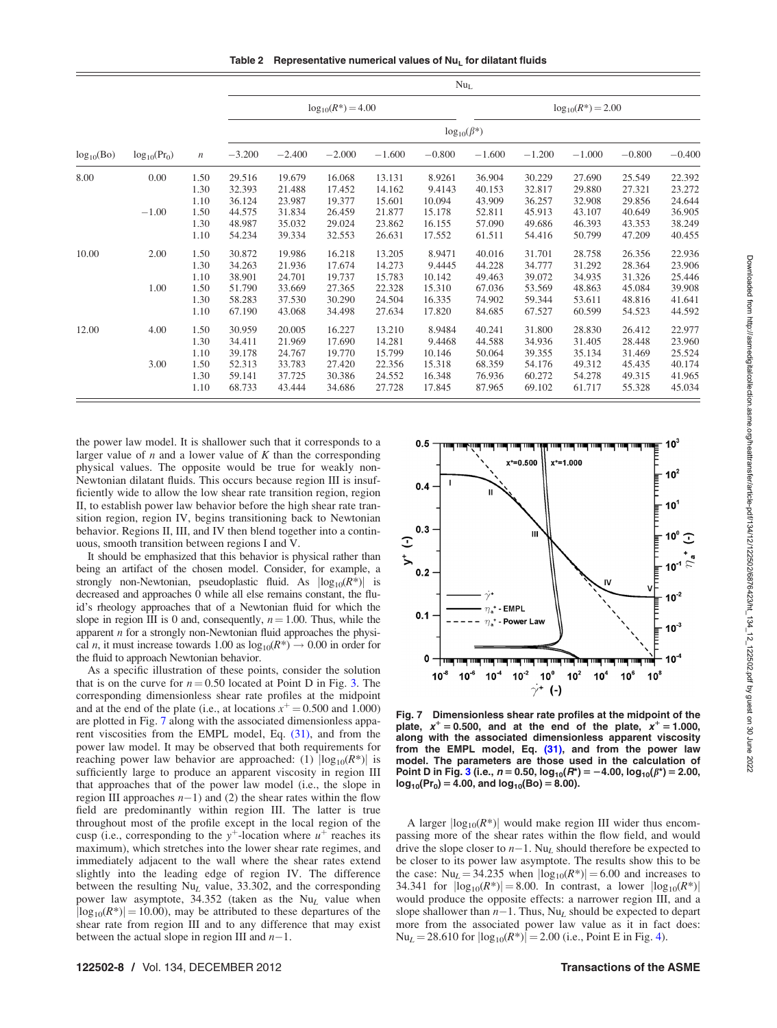**Table 2 Representative numerical values of $Nu_L$ for dilatant fluids**

| | | | $Nu_L$ | | | | | | | | | |
|---|---|---|---|---|---|---|---|---|---|---|---|---|
| | | | $\log_{10}(R^*) = 4.00$ | | | | | $\log_{10}(R^*) = 2.00$ | | | | |
| | | | $\log_{10}(\beta^*)$ | | | | | | | | | |
| $\log_{10}(Bo)$ | $\log_{10}(Pr_0)$ | $n$ | −3.200 | −2.400 | −2.000 | −1.600 | −0.800 | −1.600 | −1.200 | −1.000 | −0.800 | −0.400 |
| 8.00 | 0.00 | 1.50 | 29.516 | 19.679 | 16.068 | 13.131 | 8.9261 | 36.904 | 30.229 | 27.690 | 25.549 | 22.392 |
| | | 1.30 | 32.393 | 21.488 | 17.452 | 14.162 | 9.4143 | 40.153 | 32.817 | 29.880 | 27.321 | 23.272 |
| | | 1.10 | 36.124 | 23.987 | 19.377 | 15.601 | 10.094 | 43.909 | 36.257 | 32.908 | 29.856 | 24.644 |
| | −1.00 | 1.50 | 44.575 | 31.834 | 26.459 | 21.877 | 15.178 | 52.811 | 45.913 | 43.107 | 40.649 | 36.905 |
| | | 1.30 | 48.987 | 35.032 | 29.024 | 23.862 | 16.155 | 57.090 | 49.686 | 46.393 | 43.353 | 38.249 |
| | | 1.10 | 54.234 | 39.334 | 32.553 | 26.631 | 17.552 | 61.511 | 54.416 | 50.799 | 47.209 | 40.455 |
| 10.00 | 2.00 | 1.50 | 30.872 | 19.986 | 16.218 | 13.205 | 8.9471 | 40.016 | 31.701 | 28.758 | 26.356 | 22.936 |
| | | 1.30 | 34.263 | 21.936 | 17.674 | 14.273 | 9.4445 | 44.228 | 34.777 | 31.292 | 28.364 | 23.906 |
| | | 1.10 | 38.901 | 24.701 | 19.737 | 15.783 | 10.142 | 49.463 | 39.072 | 34.935 | 31.326 | 25.446 |
| | 1.00 | 1.50 | 51.790 | 33.669 | 27.365 | 22.328 | 15.310 | 67.036 | 53.569 | 48.863 | 45.084 | 39.908 |
| | | 1.30 | 58.283 | 37.530 | 30.290 | 24.504 | 16.335 | 74.902 | 59.344 | 53.611 | 48.816 | 41.641 |
| | | 1.10 | 67.190 | 43.068 | 34.498 | 27.634 | 17.820 | 84.685 | 67.527 | 60.599 | 54.523 | 44.592 |
| 12.00 | 4.00 | 1.50 | 30.959 | 20.005 | 16.227 | 13.210 | 8.9484 | 40.241 | 31.800 | 28.830 | 26.412 | 22.977 |
| | | 1.30 | 34.411 | 21.969 | 17.690 | 14.281 | 9.4468 | 44.588 | 34.936 | 31.405 | 28.448 | 23.960 |
| | | 1.10 | 39.178 | 24.767 | 19.770 | 15.799 | 10.146 | 50.064 | 39.355 | 35.134 | 31.469 | 25.524 |
| | 3.00 | 1.50 | 52.313 | 33.783 | 27.420 | 22.356 | 15.318 | 68.359 | 54.176 | 49.312 | 45.435 | 40.174 |
| | | 1.30 | 59.141 | 37.725 | 30.386 | 24.552 | 16.348 | 76.936 | 60.272 | 54.278 | 49.315 | 41.965 |
| | | 1.10 | 68.733 | 43.444 | 34.686 | 27.728 | 17.845 | 87.965 | 69.102 | 61.717 | 55.328 | 45.034 |

the power law model. It is shallower such that it corresponds to a larger value of $n$ and a lower value of $K$ than the corresponding physical values. The opposite would be true for weakly non-Newtonian dilatant fluids. This occurs because region III is insufficiently wide to allow the low shear rate transition region, region II, to establish power law behavior before the high shear rate transition region, region IV, begins transitioning back to Newtonian behavior. Regions II, III, and IV then blend together into a continuous, smooth transition between regions I and V.

It should be emphasized that this behavior is physical rather than being an artifact of the chosen model. Consider, for example, a strongly non-Newtonian, pseudoplastic fluid. As $|\log_{10}(R^*)|$ is decreased and approaches 0 while all else remains constant, the fluid's rheology approaches that of a Newtonian fluid for which the slope in region III is 0 and, consequently, $n = 1.00$. Thus, while the apparent $n$ for a strongly non-Newtonian fluid approaches the physical $n$, it must increase towards 1.00 as $\log_{10}(R^*) \rightarrow 0.00$ in order for the fluid to approach Newtonian behavior.

As a specific illustration of these points, consider the solution that is on the curve for $n = 0.50$ located at Point D in Fig. 3. The corresponding dimensionless shear rate profiles at the midpoint and at the end of the plate (i.e., at locations $x^+ = 0.500$ and 1.000) are plotted in Fig. 7 along with the associated dimensionless apparent viscosities from the EMPL model, Eq. (31), and from the power law model. It may be observed that both requirements for reaching power law behavior are approached: (1) $|\log_{10}(R^*)|$ is sufficiently large to produce an apparent viscosity in region III that approaches that of the power law model (i.e., the slope in region III approaches $n-1$) and (2) the shear rates within the flow field are predominantly within region III. The latter is true throughout most of the profile except in the local region of the cusp (i.e., corresponding to the $y^+$-location where $u^+$ reaches its maximum), which stretches into the lower shear rate regimes, and immediately adjacent to the wall where the shear rates extend slightly into the leading edge of region IV. The difference between the resulting $Nu_L$ value, 33.302, and the corresponding power law asymptote, 34.352 (taken as the $Nu_L$ value when $|\log_{10}(R^*)| = 10.00$), may be attributed to these departures of the shear rate from region III and to any difference that may exist between the actual slope in region III and $n-1$.

**Fig. 7 Dimensionless shear rate profiles at the midpoint of the plate, $x^+ = 0.500$, and at the end of the plate, $x^+ = 1.000$, along with the associated dimensionless apparent viscosity from the EMPL model, Eq. (31), and from the power law model. The parameters are those used in the calculation of Point D in Fig. 3 (i.e., $n = 0.50$, $\log_{10}(R^*) = -4.00$, $\log_{10}(\beta^*) = 2.00$, $\log_{10}(Pr_0) = 4.00$, and $\log_{10}(Bo) = 8.00$).**

A larger $|\log_{10}(R^*)|$ would make region III wider thus encompassing more of the shear rates within the flow field, and would drive the slope closer to $n-1$. $Nu_L$ should therefore be expected to be closer to its power law asymptote. The results show this to be the case: $Nu_L = 34.235$ when $|\log_{10}(R^*)| = 6.00$ and increases to 34.341 for $|\log_{10}(R^*)| = 8.00$. In contrast, a lower $|\log_{10}(R^*)|$ would produce the opposite effects: a narrower region III, and a slope shallower than $n-1$. Thus, $Nu_L$ should be expected to depart more from the associated power law value as it in fact does: $Nu_L = 28.610$ for $|\log_{10}(R^*)| = 2.00$ (i.e., Point E in Fig. 4).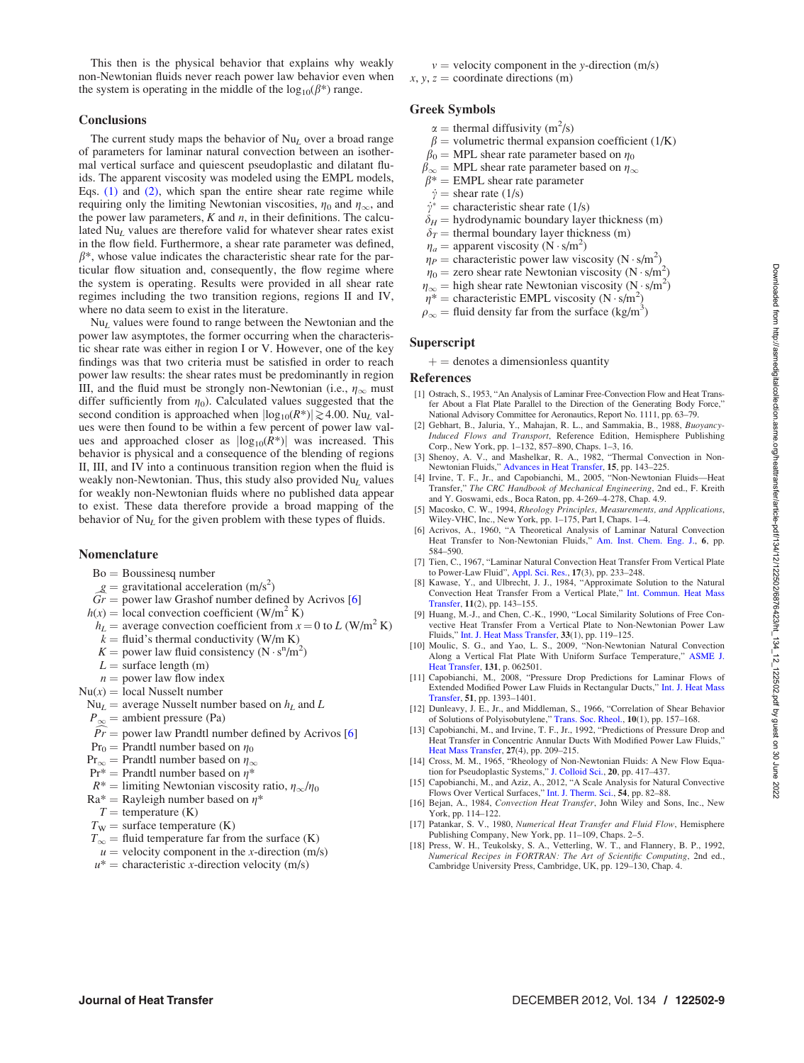This then is the physical behavior that explains why weakly non-Newtonian fluids never reach power law behavior even when the system is operating in the middle of the $\log_{10}(\beta^*)$ range.

## Conclusions

The current study maps the behavior of $\mathrm{Nu}_L$ over a broad range of parameters for laminar natural convection between an isothermal vertical surface and quiescent pseudoplastic and dilatant fluids. The apparent viscosity was modeled using the EMPL models, Eqs. (1) and (2), which span the entire shear rate regime while requiring only the limiting Newtonian viscosities, $\eta_0$ and $\eta_\infty$, and the power law parameters, $K$ and $n$, in their definitions. The calculated $\mathrm{Nu}_L$ values are therefore valid for whatever shear rates exist in the flow field. Furthermore, a shear rate parameter was defined, $\beta^*$, whose value indicates the characteristic shear rate for the particular flow situation and, consequently, the flow regime where the system is operating. Results were provided in all shear rate regimes including the two transition regions, regions II and IV, where no data seem to exist in the literature.

$\mathrm{Nu}_L$ values were found to range between the Newtonian and the power law asymptotes, the former occurring when the characteristic shear rate was either in region I or V. However, one of the key findings was that two criteria must be satisfied in order to reach power law results: the shear rates must be predominantly in region III, and the fluid must be strongly non-Newtonian (i.e., $\eta_\infty$ must differ sufficiently from $\eta_0$). Calculated values suggested that the second condition is approached when $|\log_{10}(R^*)| \gtrsim 4.00$. $\mathrm{Nu}_L$ values were then found to be within a few percent of power law values and approached closer as $|\log_{10}(R^*)|$ was increased. This behavior is physical and a consequence of the blending of regions II, III, and IV into a continuous transition region when the fluid is weakly non-Newtonian. Thus, this study also provided $\mathrm{Nu}_L$ values for weakly non-Newtonian fluids where no published data appear to exist. These data therefore provide a broad mapping of the behavior of $\mathrm{Nu}_L$ for the given problem with these types of fluids.

## Nomenclature

- Bo = Boussinesq number
- $g$ = gravitational acceleration (m/s$^2$)
- $\widehat{Gr}$ = power law Grashof number defined by Acrivos [6]
- $h(x)$ = local convection coefficient (W/m$^2$ K)
- $h_L$ = average convection coefficient from $x = 0$ to $L$ (W/m$^2$ K)
- $k$ = fluid's thermal conductivity (W/m K)
- $K$ = power law fluid consistency (N $\cdot$ s$^n$/m$^2$)
- $L$ = surface length (m)
- $n$ = power law flow index
- $\mathrm{Nu}(x)$ = local Nusselt number
- $\mathrm{Nu}_L$ = average Nusselt number based on $h_L$ and $L$
- $P_\infty$ = ambient pressure (Pa)
- $\widehat{Pr}$ = power law Prandtl number defined by Acrivos [6]
- $\mathrm{Pr}_0$ = Prandtl number based on $\eta_0$
- $\mathrm{Pr}_\infty$ = Prandtl number based on $\eta_\infty$
- $\mathrm{Pr}^*$ = Prandtl number based on $\eta^*$
- $R^*$ = limiting Newtonian viscosity ratio, $\eta_\infty/\eta_0$
- $\mathrm{Ra}^*$ = Rayleigh number based on $\eta^*$
- $T$ = temperature (K)
- $T_W$ = surface temperature (K)
- $T_\infty$ = fluid temperature far from the surface (K)
- $u$ = velocity component in the $x$-direction (m/s)
- $u^*$ = characteristic $x$-direction velocity (m/s)
- $v$ = velocity component in the $y$-direction (m/s)
- $x, y, z$ = coordinate directions (m)

### Greek Symbols

- $\alpha$ = thermal diffusivity (m$^2$/s)
- $\beta$ = volumetric thermal expansion coefficient (1/K)
- $\beta_0$ = MPL shear rate parameter based on $\eta_0$
- $\beta_\infty$ = MPL shear rate parameter based on $\eta_\infty$
- $\beta^*$ = EMPL shear rate parameter
- $\dot{\gamma}$ = shear rate (1/s)
- $\dot{\gamma}^*$ = characteristic shear rate (1/s)
- $\delta_H$ = hydrodynamic boundary layer thickness (m)
- $\delta_T$ = thermal boundary layer thickness (m)
- $\eta_a$ = apparent viscosity (N $\cdot$ s/m$^2$)
- $\eta_P$ = characteristic power law viscosity (N $\cdot$ s/m$^2$)
- $\eta_0$ = zero shear rate Newtonian viscosity (N $\cdot$ s/m$^2$)
- $\eta_\infty$ = high shear rate Newtonian viscosity (N $\cdot$ s/m$^2$)
- $\eta^*$ = characteristic EMPL viscosity (N $\cdot$ s/m$^2$)
- $\rho_\infty$ = fluid density far from the surface (kg/m$^3$)

### Superscript

- $+$ = denotes a dimensionless quantity

## References

[1] Ostrach, S., 1953, "An Analysis of Laminar Free-Convection Flow and Heat Transfer About a Flat Plate Parallel to the Direction of the Generating Body Force," National Advisory Committee for Aeronautics, Report No. 1111, pp. 63–79.

[2] Gebhart, B., Jaluria, Y., Mahajan, R. L., and Sammakia, B., 1988, *Buoyancy-Induced Flows and Transport*, Reference Edition, Hemisphere Publishing Corp., New York, pp. 1–132, 857–890, Chaps. 1–3, 16.

[3] Shenoy, A. V., and Mashelkar, R. A., 1982, "Thermal Convection in Non-Newtonian Fluids," Advances in Heat Transfer, **15**, pp. 143–225.

[4] Irvine, T. F., Jr., and Capobianchi, M., 2005, "Non-Newtonian Fluids—Heat Transfer," *The CRC Handbook of Mechanical Engineering*, 2nd ed., F. Kreith and Y. Goswami, eds., Boca Raton, pp. 4-269–4-278, Chap. 4.9.

[5] Macosko, C. W., 1994, *Rheology Principles, Measurements, and Applications*, Wiley-VHC, Inc., New York, pp. 1–175, Part I, Chaps. 1–4.

[6] Acrivos, A., 1960, "A Theoretical Analysis of Laminar Natural Convection Heat Transfer to Non-Newtonian Fluids," Am. Inst. Chem. Eng. J., **6**, pp. 584–590.

[7] Tien, C., 1967, "Laminar Natural Convection Heat Transfer From Vertical Plate to Power-Law Fluid", Appl. Sci. Res., **17**(3), pp. 233–248.

[8] Kawase, Y., and Ulbrecht, J. J., 1984, "Approximate Solution to the Natural Convection Heat Transfer From a Vertical Plate," Int. Commun. Heat Mass Transfer, **11**(2), pp. 143–155.

[9] Huang, M.-J., and Chen, C.-K., 1990, "Local Similarity Solutions of Free Convective Heat Transfer From a Vertical Plate to Non-Newtonian Power Law Fluids," Int. J. Heat Mass Transfer, **33**(1), pp. 119–125.

[10] Moulic, S. G., and Yao, L. S., 2009, "Non-Newtonian Natural Convection Along a Vertical Flat Plate With Uniform Surface Temperature," ASME J. Heat Transfer, **131**, p. 062501.

[11] Capobianchi, M., 2008, "Pressure Drop Predictions for Laminar Flows of Extended Modified Power Law Fluids in Rectangular Ducts," Int. J. Heat Mass Transfer, **51**, pp. 1393–1401.

[12] Dunleavy, J. E., Jr., and Middleman, S., 1966, "Correlation of Shear Behavior of Solutions of Polyisobutylene," Trans. Soc. Rheol., **10**(1), pp. 157–168.

[13] Capobianchi, M., and Irvine, T. F., Jr., 1992, "Predictions of Pressure Drop and Heat Transfer in Concentric Annular Ducts With Modified Power Law Fluids," Heat Mass Transfer, **27**(4), pp. 209–215.

[14] Cross, M. M., 1965, "Rheology of Non-Newtonian Fluids: A New Flow Equation for Pseudoplastic Systems," J. Colloid Sci., **20**, pp. 417–437.

[15] Capobianchi, M., and Aziz, A., 2012, "A Scale Analysis for Natural Convective Flows Over Vertical Surfaces," Int. J. Therm. Sci., **54**, pp. 82–88.

[16] Bejan, A., 1984, *Convection Heat Transfer*, John Wiley and Sons, Inc., New York, pp. 114–122.

[17] Patankar, S. V., 1980, *Numerical Heat Transfer and Fluid Flow*, Hemisphere Publishing Company, New York, pp. 11–109, Chaps. 2–5.

[18] Press, W. H., Teukolsky, S. A., Vetterling, W. T., and Flannery, B. P., 1992, *Numerical Recipes in FORTRAN: The Art of Scientific Computing*, 2nd ed., Cambridge University Press, Cambridge, UK, pp. 129–130, Chap. 4.